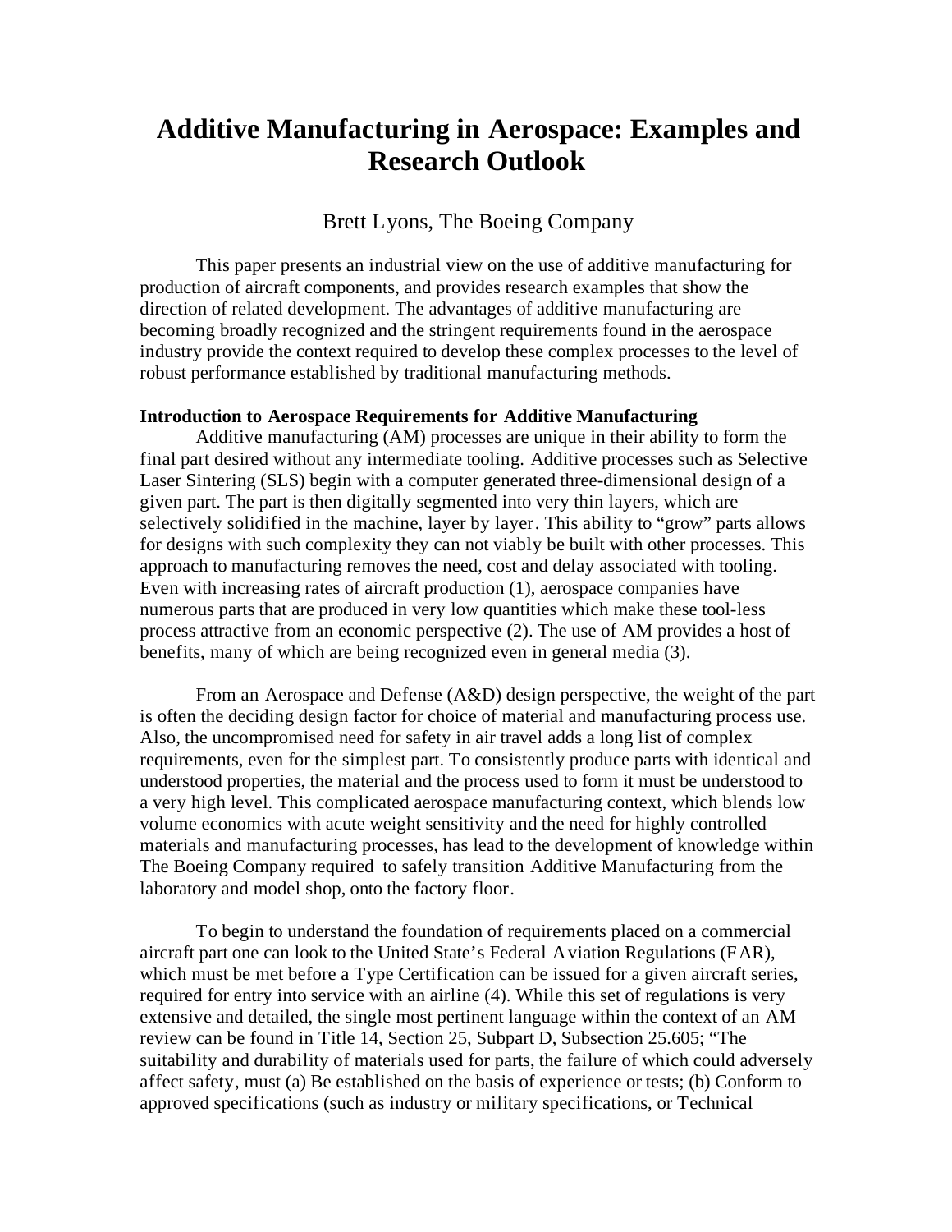# Additive Manufacturing in Aerospace: Examples and Research Outlook

Brett Lyons, The Boeing Company

This paper presents an industrial view on the use of additive manufacturing for production of aircraft components, and provides research examples that show the direction of related development. The advantages of additive manufacturing are becoming broadly recognized and the stringent requirements found in the aerospace industry provide the context required to develop these complex processes to the level of robust performance established by traditional manufacturing methods.

**Introduction to Aerospace Requirements for Additive Manufacturing**

Additive manufacturing (AM) processes are unique in their ability to form the final part desired without any intermediate tooling. Additive processes such as Selective Laser Sintering (SLS) begin with a computer generated three-dimensional design of a given part. The part is then digitally segmented into very thin layers, which are selectively solidified in the machine, layer by layer. This ability to "grow" parts allows for designs with such complexity they can not viably be built with other processes. This approach to manufacturing removes the need, cost and delay associated with tooling. Even with increasing rates of aircraft production (1), aerospace companies have numerous parts that are produced in very low quantities which make these tool-less process attractive from an economic perspective (2). The use of AM provides a host of benefits, many of which are being recognized even in general media (3).

From an Aerospace and Defense (A&D) design perspective, the weight of the part is often the deciding design factor for choice of material and manufacturing process use. Also, the uncompromised need for safety in air travel adds a long list of complex requirements, even for the simplest part. To consistently produce parts with identical and understood properties, the material and the process used to form it must be understood to a very high level. This complicated aerospace manufacturing context, which blends low volume economics with acute weight sensitivity and the need for highly controlled materials and manufacturing processes, has lead to the development of knowledge within The Boeing Company required to safely transition Additive Manufacturing from the laboratory and model shop, onto the factory floor.

To begin to understand the foundation of requirements placed on a commercial aircraft part one can look to the United State's Federal Aviation Regulations (FAR), which must be met before a Type Certification can be issued for a given aircraft series, required for entry into service with an airline (4). While this set of regulations is very extensive and detailed, the single most pertinent language within the context of an AM review can be found in Title 14, Section 25, Subpart D, Subsection 25.605; "The suitability and durability of materials used for parts, the failure of which could adversely affect safety, must (a) Be established on the basis of experience or tests; (b) Conform to approved specifications (such as industry or military specifications, or Technical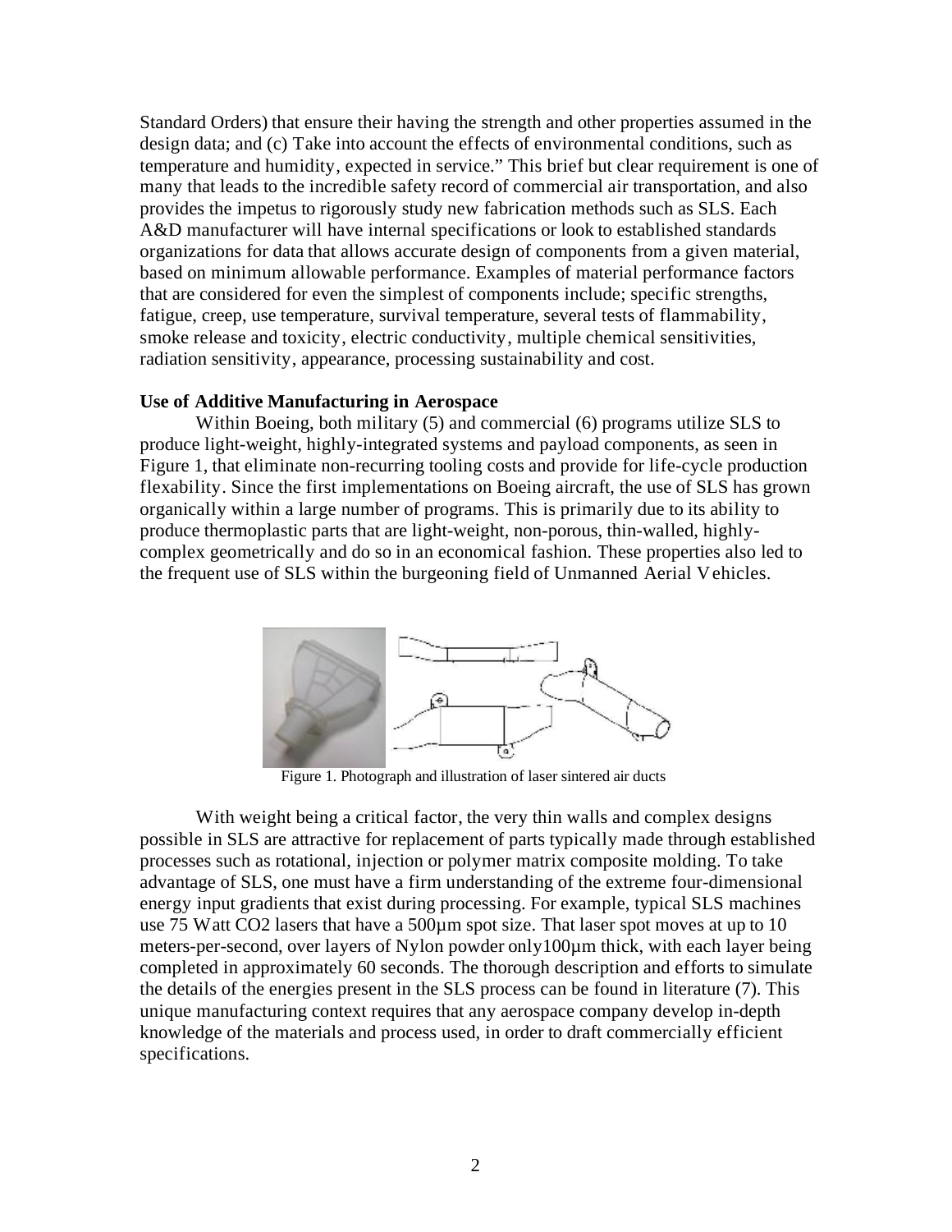Standard Orders) that ensure their having the strength and other properties assumed in the design data; and (c) Take into account the effects of environmental conditions, such as temperature and humidity, expected in service." This brief but clear requirement is one of many that leads to the incredible safety record of commercial air transportation, and also provides the impetus to rigorously study new fabrication methods such as SLS. Each A&D manufacturer will have internal specifications or look to established standards organizations for data that allows accurate design of components from a given material, based on minimum allowable performance. Examples of material performance factors that are considered for even the simplest of components include; specific strengths, fatigue, creep, use temperature, survival temperature, several tests of flammability, smoke release and toxicity, electric conductivity, multiple chemical sensitivities, radiation sensitivity, appearance, processing sustainability and cost.

**Use of Additive Manufacturing in Aerospace**

Within Boeing, both military (5) and commercial (6) programs utilize SLS to produce light-weight, highly-integrated systems and payload components, as seen in Figure 1, that eliminate non-recurring tooling costs and provide for life-cycle production flexability. Since the first implementations on Boeing aircraft, the use of SLS has grown organically within a large number of programs. This is primarily due to its ability to produce thermoplastic parts that are light-weight, non-porous, thin-walled, highly-complex geometrically and do so in an economical fashion. These properties also led to the frequent use of SLS within the burgeoning field of Unmanned Aerial Vehicles.

Figure 1. Photograph and illustration of laser sintered air ducts

With weight being a critical factor, the very thin walls and complex designs possible in SLS are attractive for replacement of parts typically made through established processes such as rotational, injection or polymer matrix composite molding. To take advantage of SLS, one must have a firm understanding of the extreme four-dimensional energy input gradients that exist during processing. For example, typical SLS machines use 75 Watt $CO_2$ lasers that have a 500µm spot size. That laser spot moves at up to 10 meters-per-second, over layers of Nylon powder only100µm thick, with each layer being completed in approximately 60 seconds. The thorough description and efforts to simulate the details of the energies present in the SLS process can be found in literature (7). This unique manufacturing context requires that any aerospace company develop in-depth knowledge of the materials and process used, in order to draft commercially efficient specifications.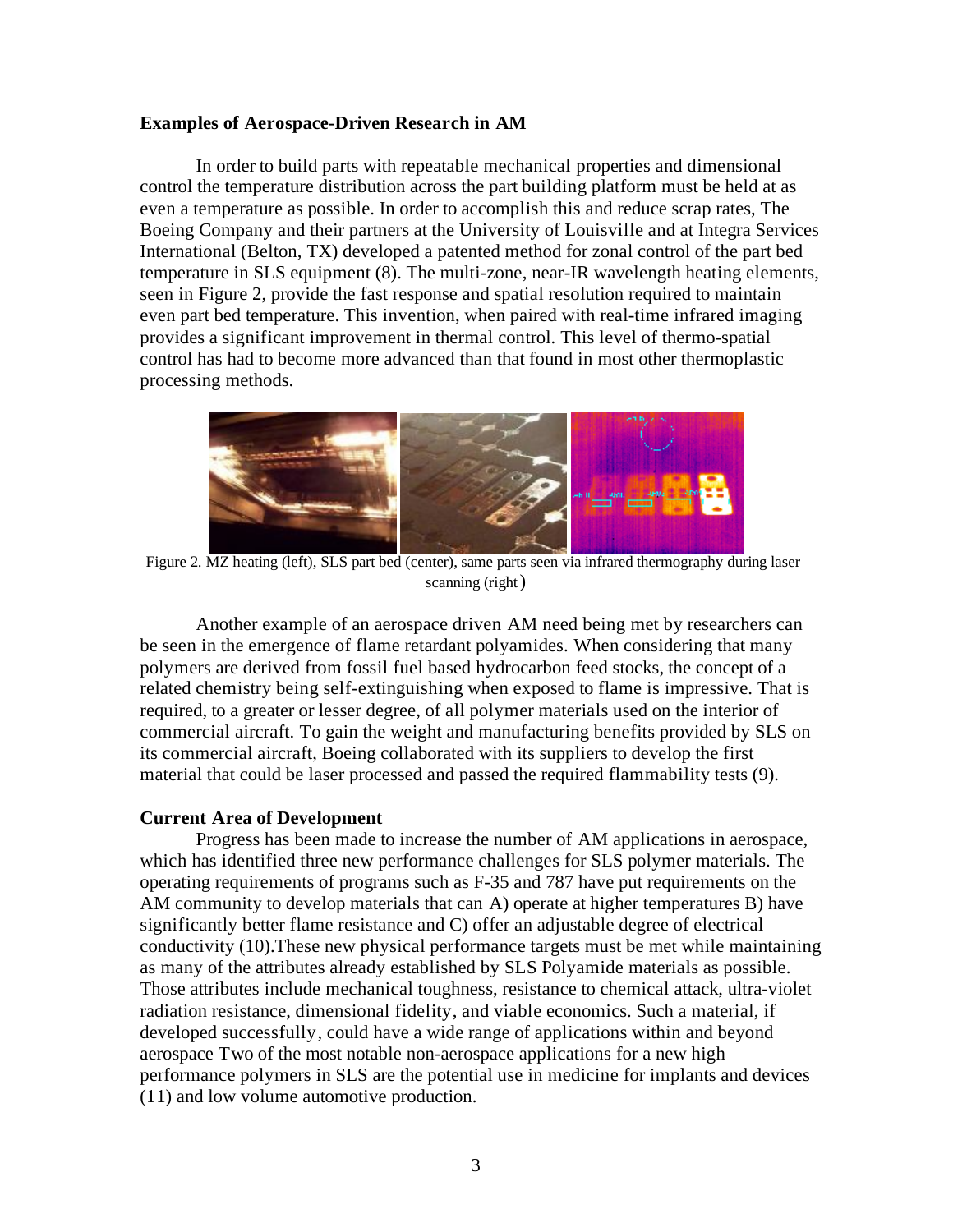## Examples of Aerospace-Driven Research in AM

In order to build parts with repeatable mechanical properties and dimensional control the temperature distribution across the part building platform must be held at as even a temperature as possible. In order to accomplish this and reduce scrap rates, The Boeing Company and their partners at the University of Louisville and at Integra Services International (Belton, TX) developed a patented method for zonal control of the part bed temperature in SLS equipment (8). The multi-zone, near-IR wavelength heating elements, seen in Figure 2, provide the fast response and spatial resolution required to maintain even part bed temperature. This invention, when paired with real-time infrared imaging provides a significant improvement in thermal control. This level of thermo-spatial control has had to become more advanced than that found in most other thermoplastic processing methods.

Figure 2. MZ heating (left), SLS part bed (center), same parts seen via infrared thermography during laser scanning (right)

Another example of an aerospace driven AM need being met by researchers can be seen in the emergence of flame retardant polyamides. When considering that many polymers are derived from fossil fuel based hydrocarbon feed stocks, the concept of a related chemistry being self-extinguishing when exposed to flame is impressive. That is required, to a greater or lesser degree, of all polymer materials used on the interior of commercial aircraft. To gain the weight and manufacturing benefits provided by SLS on its commercial aircraft, Boeing collaborated with its suppliers to develop the first material that could be laser processed and passed the required flammability tests (9).

## Current Area of Development

Progress has been made to increase the number of AM applications in aerospace, which has identified three new performance challenges for SLS polymer materials. The operating requirements of programs such as F-35 and 787 have put requirements on the AM community to develop materials that can A) operate at higher temperatures B) have significantly better flame resistance and C) offer an adjustable degree of electrical conductivity (10).These new physical performance targets must be met while maintaining as many of the attributes already established by SLS Polyamide materials as possible. Those attributes include mechanical toughness, resistance to chemical attack, ultra-violet radiation resistance, dimensional fidelity, and viable economics. Such a material, if developed successfully, could have a wide range of applications within and beyond aerospace Two of the most notable non-aerospace applications for a new high performance polymers in SLS are the potential use in medicine for implants and devices (11) and low volume automotive production.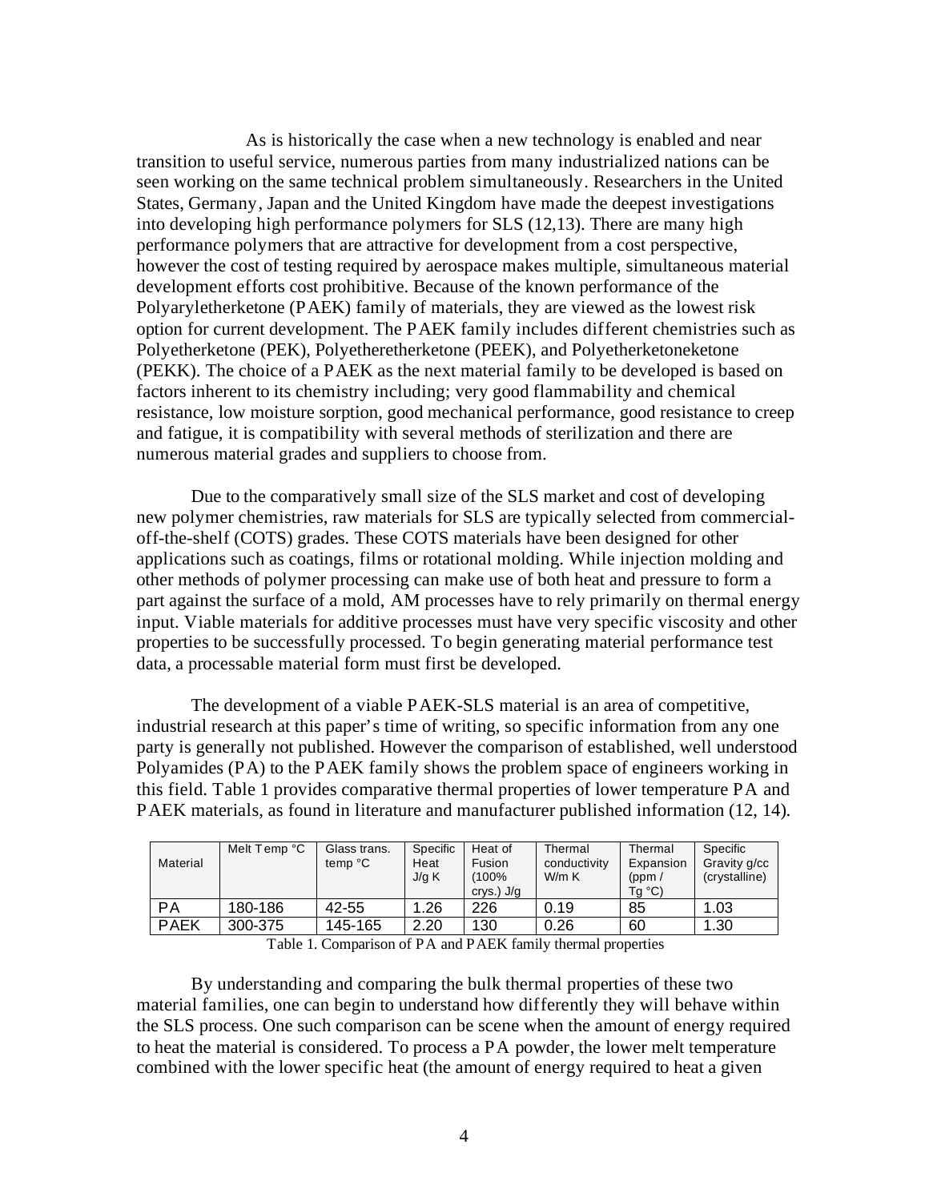As is historically the case when a new technology is enabled and near transition to useful service, numerous parties from many industrialized nations can be seen working on the same technical problem simultaneously. Researchers in the United States, Germany, Japan and the United Kingdom have made the deepest investigations into developing high performance polymers for SLS (12,13). There are many high performance polymers that are attractive for development from a cost perspective, however the cost of testing required by aerospace makes multiple, simultaneous material development efforts cost prohibitive. Because of the known performance of the Polyaryletherketone (PAEK) family of materials, they are viewed as the lowest risk option for current development. The PAEK family includes different chemistries such as Polyetherketone (PEK), Polyetheretherketone (PEEK), and Polyetherketoneketone (PEKK). The choice of a PAEK as the next material family to be developed is based on factors inherent to its chemistry including; very good flammability and chemical resistance, low moisture sorption, good mechanical performance, good resistance to creep and fatigue, it is compatibility with several methods of sterilization and there are numerous material grades and suppliers to choose from.

Due to the comparatively small size of the SLS market and cost of developing new polymer chemistries, raw materials for SLS are typically selected from commercial-off-the-shelf (COTS) grades. These COTS materials have been designed for other applications such as coatings, films or rotational molding. While injection molding and other methods of polymer processing can make use of both heat and pressure to form a part against the surface of a mold, AM processes have to rely primarily on thermal energy input. Viable materials for additive processes must have very specific viscosity and other properties to be successfully processed. To begin generating material performance test data, a processable material form must first be developed.

The development of a viable PAEK-SLS material is an area of competitive, industrial research at this paper's time of writing, so specific information from any one party is generally not published. However the comparison of established, well understood Polyamides (PA) to the PAEK family shows the problem space of engineers working in this field. Table 1 provides comparative thermal properties of lower temperature PA and PAEK materials, as found in literature and manufacturer published information (12, 14).

| Material | Melt Temp °C | Glass trans. temp °C | Specific Heat J/g K | Heat of Fusion (100% crys.) J/g | Thermal conductivity W/m K | Thermal Expansion (ppm / Tg °C) | Specific Gravity g/cc (crystalline) |
|---|---|---|---|---|---|---|---|
| PA | 180-186 | 42-55 | 1.26 | 226 | 0.19 | 85 | 1.03 |
| PAEK | 300-375 | 145-165 | 2.20 | 130 | 0.26 | 60 | 1.30 |

Table 1. Comparison of PA and PAEK family thermal properties

By understanding and comparing the bulk thermal properties of these two material families, one can begin to understand how differently they will behave within the SLS process. One such comparison can be scene when the amount of energy required to heat the material is considered. To process a PA powder, the lower melt temperature combined with the lower specific heat (the amount of energy required to heat a given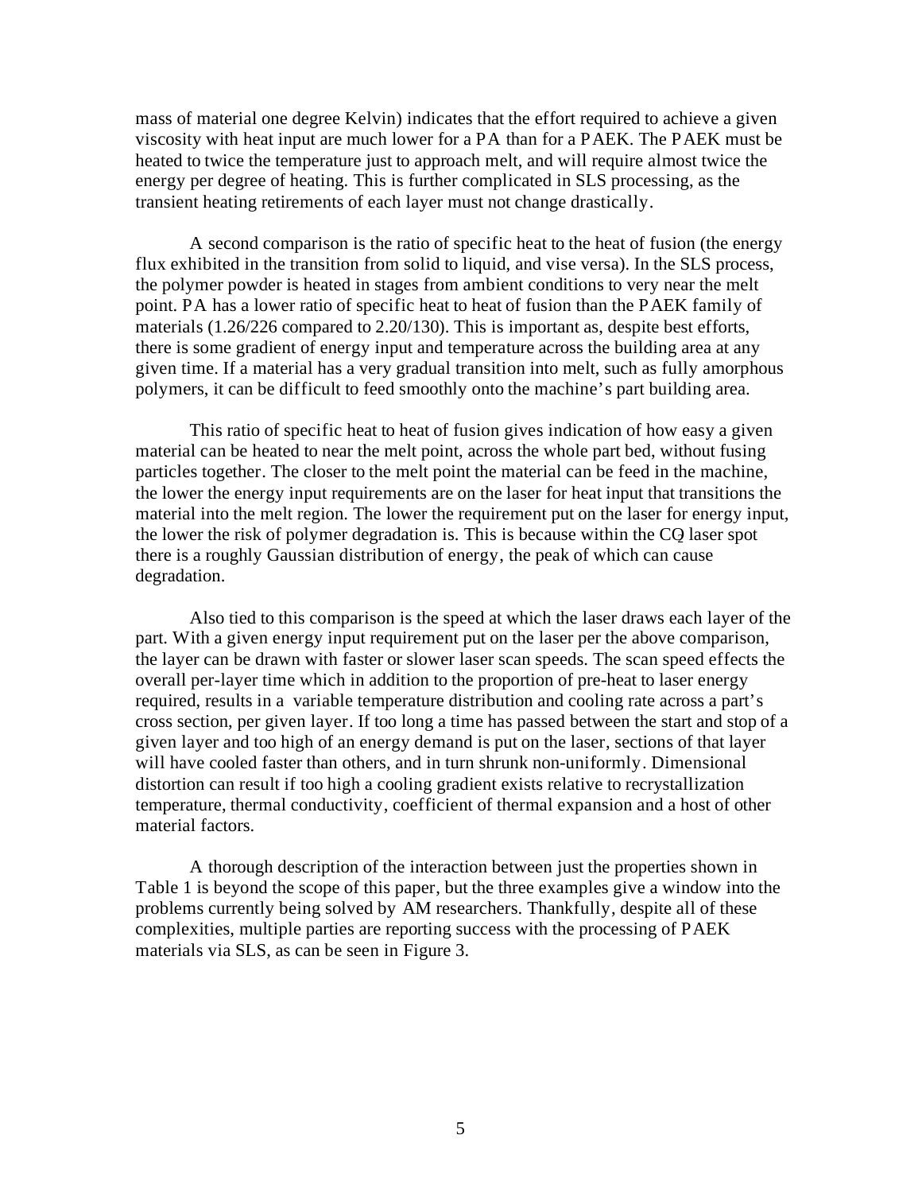mass of material one degree Kelvin) indicates that the effort required to achieve a given viscosity with heat input are much lower for a PA than for a PAEK. The PAEK must be heated to twice the temperature just to approach melt, and will require almost twice the energy per degree of heating. This is further complicated in SLS processing, as the transient heating retirements of each layer must not change drastically.

A second comparison is the ratio of specific heat to the heat of fusion (the energy flux exhibited in the transition from solid to liquid, and vise versa). In the SLS process, the polymer powder is heated in stages from ambient conditions to very near the melt point. PA has a lower ratio of specific heat to heat of fusion than the PAEK family of materials (1.26/226 compared to 2.20/130). This is important as, despite best efforts, there is some gradient of energy input and temperature across the building area at any given time. If a material has a very gradual transition into melt, such as fully amorphous polymers, it can be difficult to feed smoothly onto the machine's part building area.

This ratio of specific heat to heat of fusion gives indication of how easy a given material can be heated to near the melt point, across the whole part bed, without fusing particles together. The closer to the melt point the material can be feed in the machine, the lower the energy input requirements are on the laser for heat input that transitions the material into the melt region. The lower the requirement put on the laser for energy input, the lower the risk of polymer degradation is. This is because within the $CO_2$ laser spot there is a roughly Gaussian distribution of energy, the peak of which can cause degradation.

Also tied to this comparison is the speed at which the laser draws each layer of the part. With a given energy input requirement put on the laser per the above comparison, the layer can be drawn with faster or slower laser scan speeds. The scan speed effects the overall per-layer time which in addition to the proportion of pre-heat to laser energy required, results in a variable temperature distribution and cooling rate across a part's cross section, per given layer. If too long a time has passed between the start and stop of a given layer and too high of an energy demand is put on the laser, sections of that layer will have cooled faster than others, and in turn shrunk non-uniformly. Dimensional distortion can result if too high a cooling gradient exists relative to recrystallization temperature, thermal conductivity, coefficient of thermal expansion and a host of other material factors.

A thorough description of the interaction between just the properties shown in Table 1 is beyond the scope of this paper, but the three examples give a window into the problems currently being solved by AM researchers. Thankfully, despite all of these complexities, multiple parties are reporting success with the processing of PAEK materials via SLS, as can be seen in Figure 3.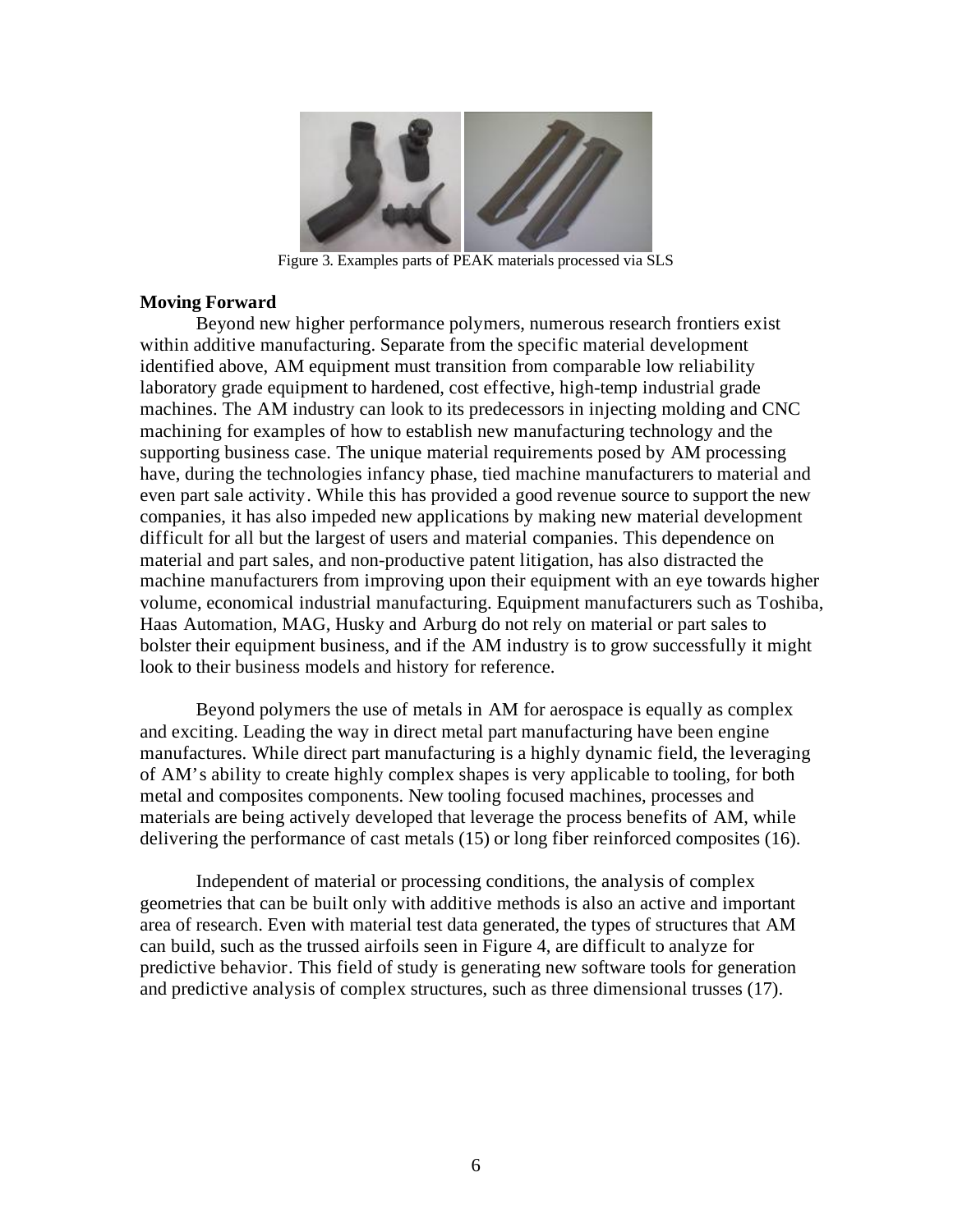Figure 3. Examples parts of PEAK materials processed via SLS

**Moving Forward**

Beyond new higher performance polymers, numerous research frontiers exist within additive manufacturing. Separate from the specific material development identified above, AM equipment must transition from comparable low reliability laboratory grade equipment to hardened, cost effective, high-temp industrial grade machines. The AM industry can look to its predecessors in injecting molding and CNC machining for examples of how to establish new manufacturing technology and the supporting business case. The unique material requirements posed by AM processing have, during the technologies infancy phase, tied machine manufacturers to material and even part sale activity. While this has provided a good revenue source to support the new companies, it has also impeded new applications by making new material development difficult for all but the largest of users and material companies. This dependence on material and part sales, and non-productive patent litigation, has also distracted the machine manufacturers from improving upon their equipment with an eye towards higher volume, economical industrial manufacturing. Equipment manufacturers such as Toshiba, Haas Automation, MAG, Husky and Arburg do not rely on material or part sales to bolster their equipment business, and if the AM industry is to grow successfully it might look to their business models and history for reference.

Beyond polymers the use of metals in AM for aerospace is equally as complex and exciting. Leading the way in direct metal part manufacturing have been engine manufactures. While direct part manufacturing is a highly dynamic field, the leveraging of AM's ability to create highly complex shapes is very applicable to tooling, for both metal and composites components. New tooling focused machines, processes and materials are being actively developed that leverage the process benefits of AM, while delivering the performance of cast metals (15) or long fiber reinforced composites (16).

Independent of material or processing conditions, the analysis of complex geometries that can be built only with additive methods is also an active and important area of research. Even with material test data generated, the types of structures that AM can build, such as the trussed airfoils seen in Figure 4, are difficult to analyze for predictive behavior. This field of study is generating new software tools for generation and predictive analysis of complex structures, such as three dimensional trusses (17).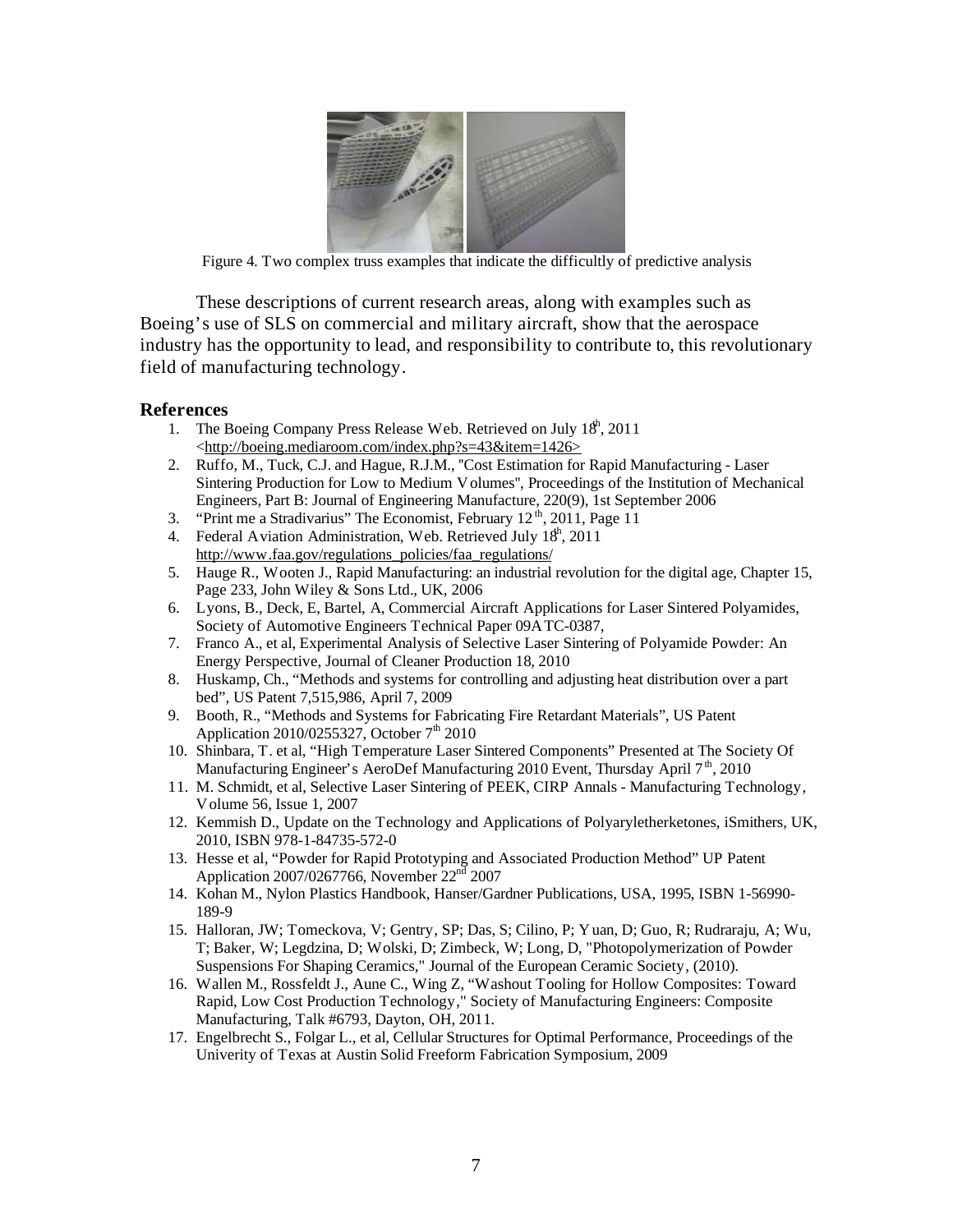Figure 4. Two complex truss examples that indicate the difficultly of predictive analysis

These descriptions of current research areas, along with examples such as Boeing's use of SLS on commercial and military aircraft, show that the aerospace industry has the opportunity to lead, and responsibility to contribute to, this revolutionary field of manufacturing technology.

## References

1. The Boeing Company Press Release Web. Retrieved on July 18th, 2011 <http://boeing.mediaroom.com/index.php?s=43&item=1426>
2. Ruffo, M., Tuck, C.J. and Hague, R.J.M., "Cost Estimation for Rapid Manufacturing - Laser Sintering Production for Low to Medium Volumes", Proceedings of the Institution of Mechanical Engineers, Part B: Journal of Engineering Manufacture, 220(9), 1st September 2006
3. "Print me a Stradivarius" The Economist, February 12th, 2011, Page 11
4. Federal Aviation Administration, Web. Retrieved July 18th, 2011 http://www.faa.gov/regulations_policies/faa_regulations/
5. Hauge R., Wooten J., Rapid Manufacturing: an industrial revolution for the digital age, Chapter 15, Page 233, John Wiley & Sons Ltd., UK, 2006
6. Lyons, B., Deck, E, Bartel, A, Commercial Aircraft Applications for Laser Sintered Polyamides, Society of Automotive Engineers Technical Paper 09ATC-0387,
7. Franco A., et al, Experimental Analysis of Selective Laser Sintering of Polyamide Powder: An Energy Perspective, Journal of Cleaner Production 18, 2010
8. Huskamp, Ch., "Methods and systems for controlling and adjusting heat distribution over a part bed", US Patent 7,515,986, April 7, 2009
9. Booth, R., "Methods and Systems for Fabricating Fire Retardant Materials", US Patent Application 2010/0255327, October 7th 2010
10. Shinbara, T. et al, "High Temperature Laser Sintered Components" Presented at The Society Of Manufacturing Engineer's AeroDef Manufacturing 2010 Event, Thursday April 7th, 2010
11. M. Schmidt, et al, Selective Laser Sintering of PEEK, CIRP Annals - Manufacturing Technology, Volume 56, Issue 1, 2007
12. Kemmish D., Update on the Technology and Applications of Polyaryletherketones, iSmithers, UK, 2010, ISBN 978-1-84735-572-0
13. Hesse et al, "Powder for Rapid Prototyping and Associated Production Method" UP Patent Application 2007/0267766, November 22nd 2007
14. Kohan M., Nylon Plastics Handbook, Hanser/Gardner Publications, USA, 1995, ISBN 1-56990-189-9
15. Halloran, JW; Tomeckova, V; Gentry, SP; Das, S; Cilino, P; Yuan, D; Guo, R; Rudraraju, A; Wu, T; Baker, W; Legdzina, D; Wolski, D; Zimbeck, W; Long, D, "Photopolymerization of Powder Suspensions For Shaping Ceramics," Journal of the European Ceramic Society, (2010).
16. Wallen M., Rossfeldt J., Aune C., Wing Z, "Washout Tooling for Hollow Composites: Toward Rapid, Low Cost Production Technology," Society of Manufacturing Engineers: Composite Manufacturing, Talk #6793, Dayton, OH, 2011.
17. Engelbrecht S., Folgar L., et al, Cellular Structures for Optimal Performance, Proceedings of the Univerity of Texas at Austin Solid Freeform Fabrication Symposium, 2009